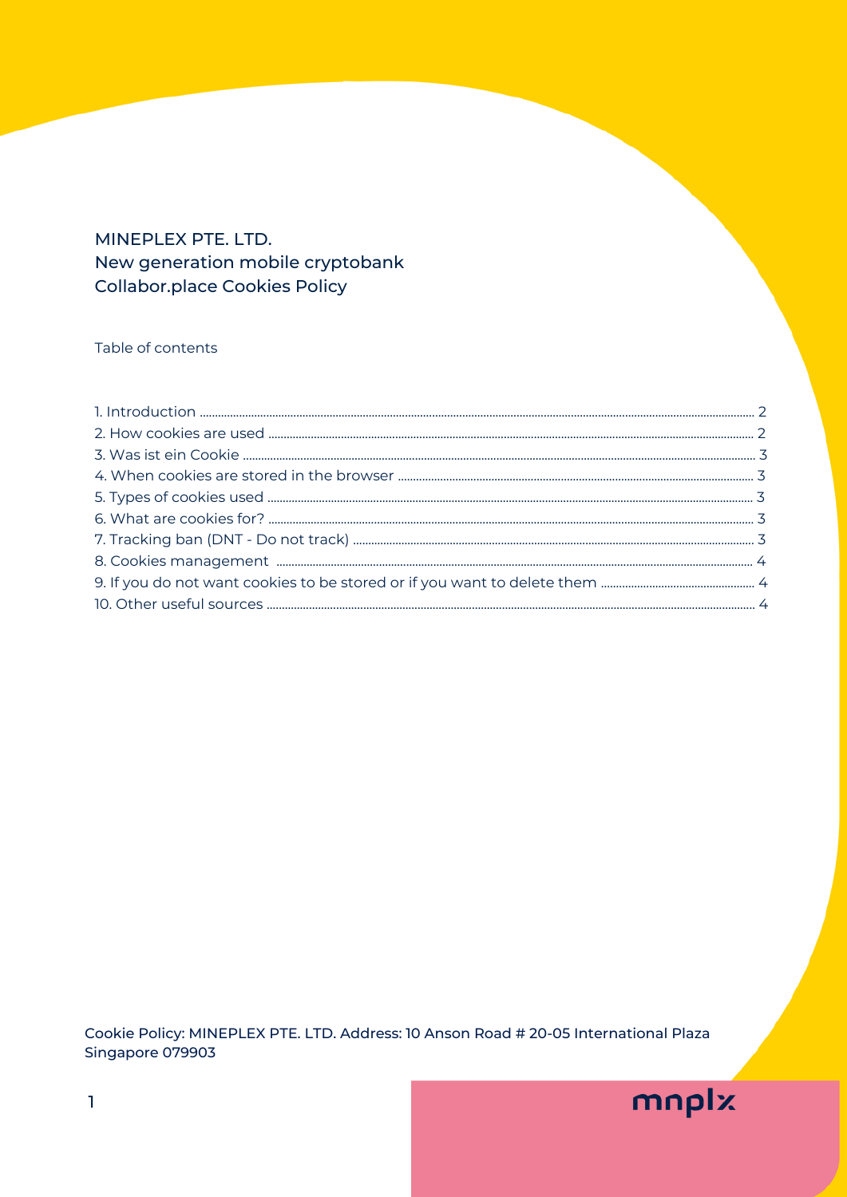# MINEPLEX PTE. LTD.
## New generation mobile cryptobank
## Collabor.place Cookies Policy

Table of contents

1. Introduction ........ 2
2. How cookies are used ........ 2
3. Was ist ein Cookie ........ 3
4. When cookies are stored in the browser ........ 3
5. Types of cookies used ........ 3
6. What are cookies for? ........ 3
7. Tracking ban (DNT - Do not track) ........ 3
8. Cookies management ........ 4
9. If you do not want cookies to be stored or if you want to delete them ........ 4
10. Other useful sources ........ 4

Cookie Policy: MINEPLEX PTE. LTD. Address: 10 Anson Road # 20-05 International Plaza Singapore 079903

mnplx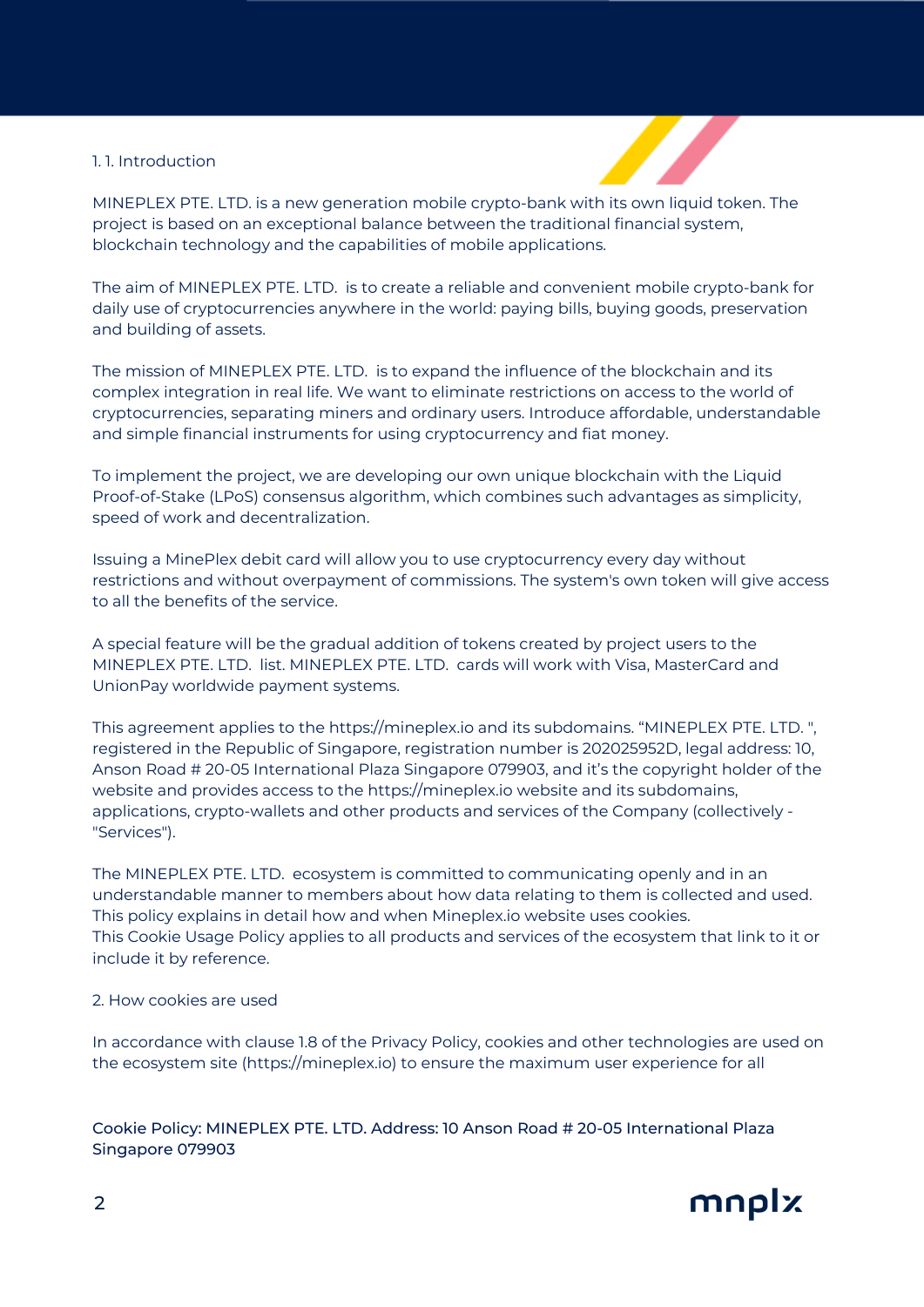## 1. 1. Introduction

MINEPLEX PTE. LTD. is a new generation mobile crypto-bank with its own liquid token. The project is based on an exceptional balance between the traditional financial system, blockchain technology and the capabilities of mobile applications.

The aim of MINEPLEX PTE. LTD. is to create a reliable and convenient mobile crypto-bank for daily use of cryptocurrencies anywhere in the world: paying bills, buying goods, preservation and building of assets.

The mission of MINEPLEX PTE. LTD. is to expand the influence of the blockchain and its complex integration in real life. We want to eliminate restrictions on access to the world of cryptocurrencies, separating miners and ordinary users. Introduce affordable, understandable and simple financial instruments for using cryptocurrency and fiat money.

To implement the project, we are developing our own unique blockchain with the Liquid Proof-of-Stake (LPoS) consensus algorithm, which combines such advantages as simplicity, speed of work and decentralization.

Issuing a MinePlex debit card will allow you to use cryptocurrency every day without restrictions and without overpayment of commissions. The system's own token will give access to all the benefits of the service.

A special feature will be the gradual addition of tokens created by project users to the MINEPLEX PTE. LTD. list. MINEPLEX PTE. LTD. cards will work with Visa, MasterCard and UnionPay worldwide payment systems.

This agreement applies to the https://mineplex.io and its subdomains. "MINEPLEX PTE. LTD. ", registered in the Republic of Singapore, registration number is 202025952D, legal address: 10, Anson Road # 20-05 International Plaza Singapore 079903, and it's the copyright holder of the website and provides access to the https://mineplex.io website and its subdomains, applications, crypto-wallets and other products and services of the Company (collectively - "Services").

The MINEPLEX PTE. LTD. ecosystem is committed to communicating openly and in an understandable manner to members about how data relating to them is collected and used. This policy explains in detail how and when Mineplex.io website uses cookies.
This Cookie Usage Policy applies to all products and services of the ecosystem that link to it or include it by reference.

## 2. How cookies are used

In accordance with clause 1.8 of the Privacy Policy, cookies and other technologies are used on the ecosystem site (https://mineplex.io) to ensure the maximum user experience for all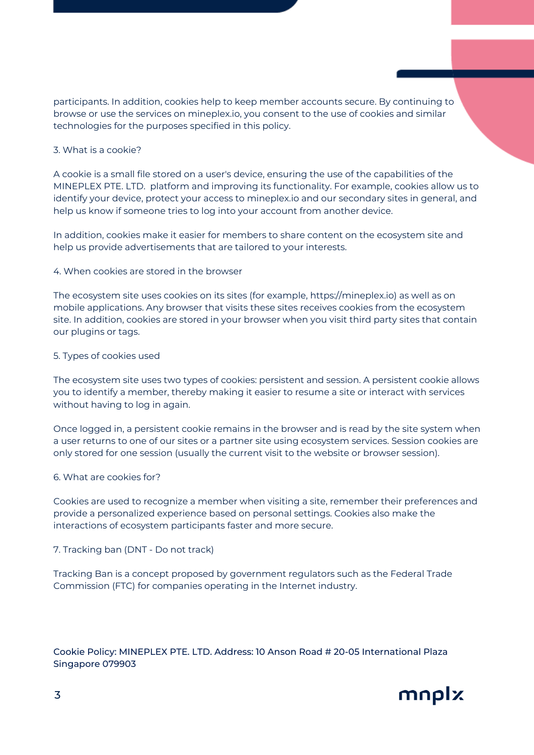participants. In addition, cookies help to keep member accounts secure. By continuing to browse or use the services on mineplex.io, you consent to the use of cookies and similar technologies for the purposes specified in this policy.

## 3. What is a cookie?

A cookie is a small file stored on a user's device, ensuring the use of the capabilities of the MINEPLEX PTE. LTD. platform and improving its functionality. For example, cookies allow us to identify your device, protect your access to mineplex.io and our secondary sites in general, and help us know if someone tries to log into your account from another device.

In addition, cookies make it easier for members to share content on the ecosystem site and help us provide advertisements that are tailored to your interests.

## 4. When cookies are stored in the browser

The ecosystem site uses cookies on its sites (for example, https://mineplex.io) as well as on mobile applications. Any browser that visits these sites receives cookies from the ecosystem site. In addition, cookies are stored in your browser when you visit third party sites that contain our plugins or tags.

## 5. Types of cookies used

The ecosystem site uses two types of cookies: persistent and session. A persistent cookie allows you to identify a member, thereby making it easier to resume a site or interact with services without having to log in again.

Once logged in, a persistent cookie remains in the browser and is read by the site system when a user returns to one of our sites or a partner site using ecosystem services. Session cookies are only stored for one session (usually the current visit to the website or browser session).

## 6. What are cookies for?

Cookies are used to recognize a member when visiting a site, remember their preferences and provide a personalized experience based on personal settings. Cookies also make the interactions of ecosystem participants faster and more secure.

## 7. Tracking ban (DNT - Do not track)

Tracking Ban is a concept proposed by government regulators such as the Federal Trade Commission (FTC) for companies operating in the Internet industry.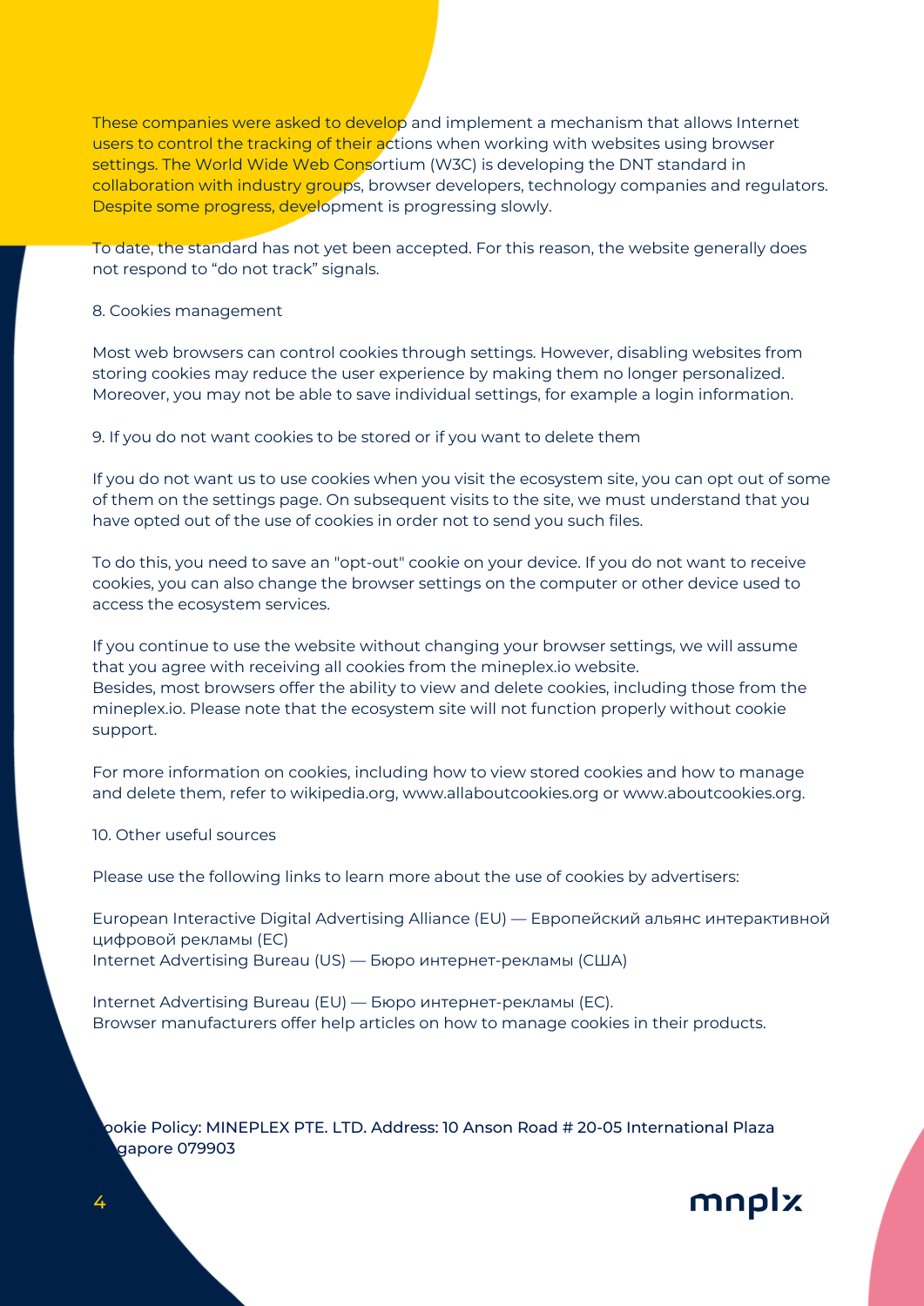These companies were asked to develop and implement a mechanism that allows Internet users to control the tracking of their actions when working with websites using browser settings. The World Wide Web Consortium (W3C) is developing the DNT standard in collaboration with industry groups, browser developers, technology companies and regulators. Despite some progress, development is progressing slowly.

To date, the standard has not yet been accepted. For this reason, the website generally does not respond to "do not track" signals.

8. Cookies management

Most web browsers can control cookies through settings. However, disabling websites from storing cookies may reduce the user experience by making them no longer personalized. Moreover, you may not be able to save individual settings, for example a login information.

9. If you do not want cookies to be stored or if you want to delete them

If you do not want us to use cookies when you visit the ecosystem site, you can opt out of some of them on the settings page. On subsequent visits to the site, we must understand that you have opted out of the use of cookies in order not to send you such files.

To do this, you need to save an "opt-out" cookie on your device. If you do not want to receive cookies, you can also change the browser settings on the computer or other device used to access the ecosystem services.

If you continue to use the website without changing your browser settings, we will assume that you agree with receiving all cookies from the mineplex.io website.
Besides, most browsers offer the ability to view and delete cookies, including those from the mineplex.io. Please note that the ecosystem site will not function properly without cookie support.

For more information on cookies, including how to view stored cookies and how to manage and delete them, refer to wikipedia.org, www.allaboutcookies.org or www.aboutcookies.org.

10. Other useful sources

Please use the following links to learn more about the use of cookies by advertisers:

European Interactive Digital Advertising Alliance (EU) — Европейский альянс интерактивной цифровой рекламы (ЕС)
Internet Advertising Bureau (US) — Бюро интернет-рекламы (США)

Internet Advertising Bureau (EU) — Бюро интернет-рекламы (ЕС).
Browser manufacturers offer help articles on how to manage cookies in their products.

Cookie Policy: MINEPLEX PTE. LTD. Address: 10 Anson Road # 20-05 International Plaza Singapore 079903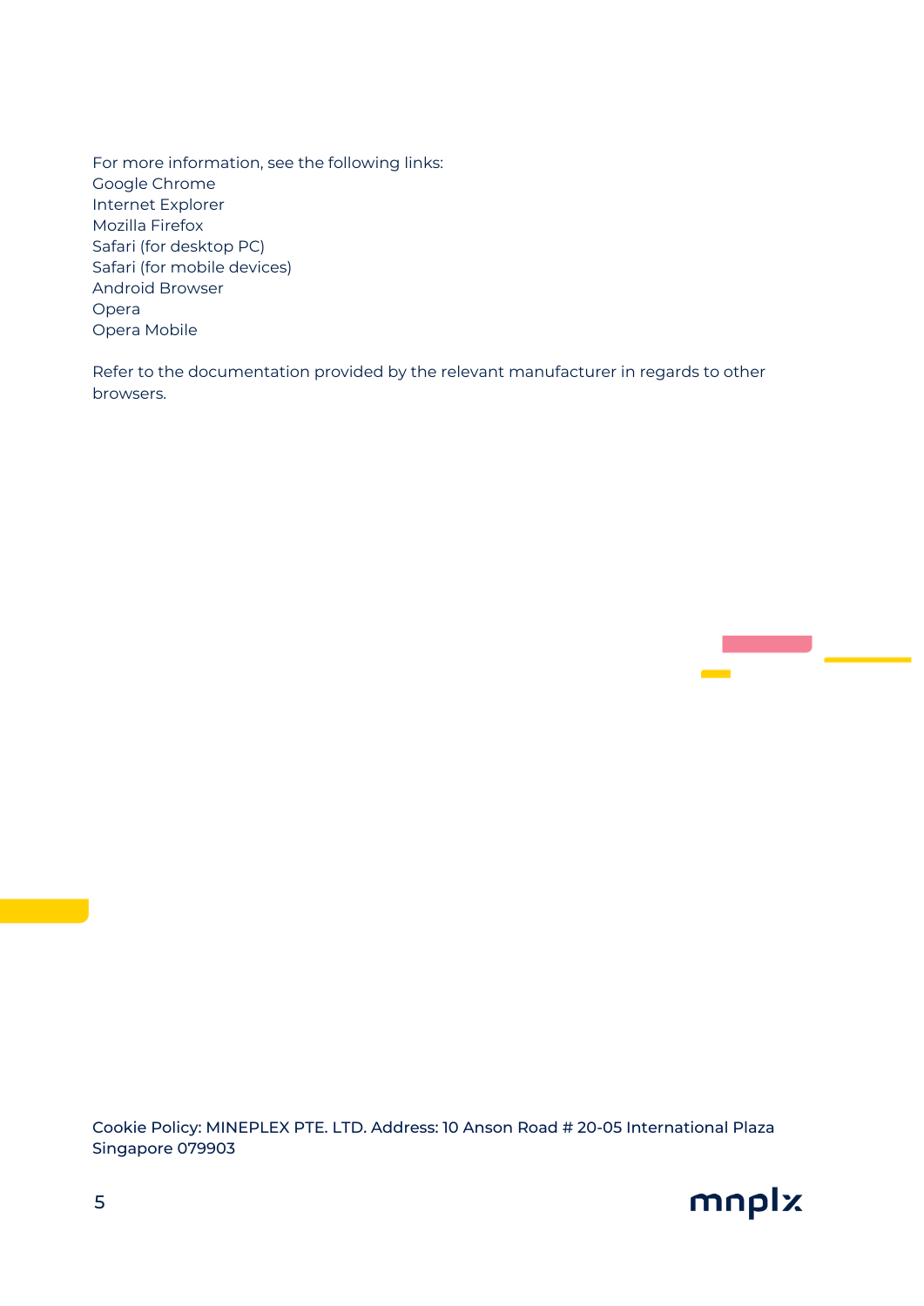For more information, see the following links:

Google Chrome
Internet Explorer
Mozilla Firefox
Safari (for desktop PC)
Safari (for mobile devices)
Android Browser
Opera
Opera Mobile

Refer to the documentation provided by the relevant manufacturer in regards to other browsers.